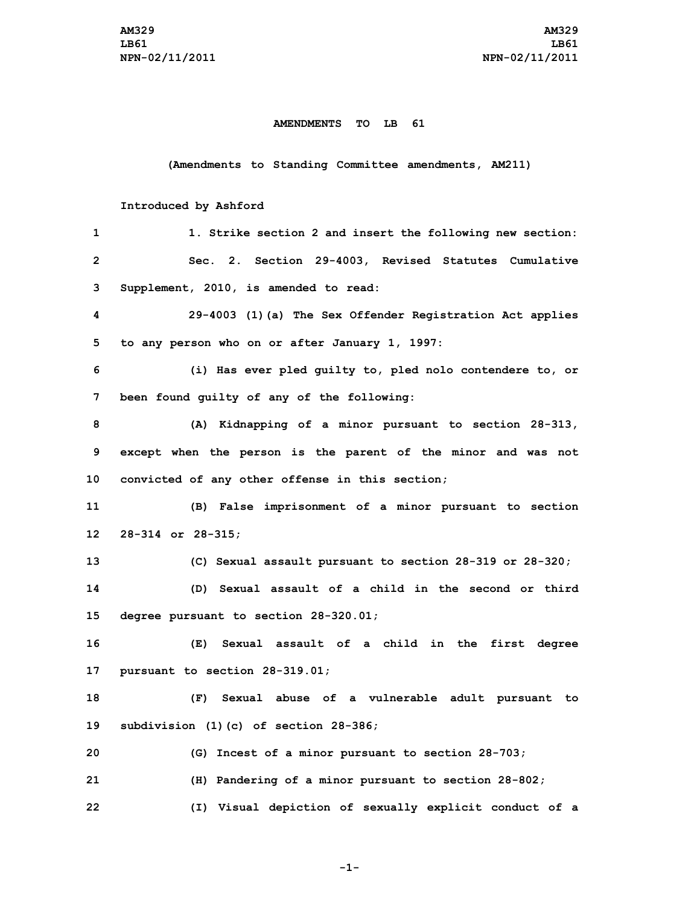# AMENDMENTS TO LB 61

## (Amendments to Standing Committee amendments, AM211)

Introduced by Ashford

1. Strike section 2 and insert the following new section:

Sec. 2. Section 29-4003, Revised Statutes Cumulative Supplement, 2010, is amended to read:

29-4003 (1)(a) The Sex Offender Registration Act applies to any person who on or after January 1, 1997:

(i) Has ever pled guilty to, pled nolo contendere to, or been found guilty of any of the following:

(A) Kidnapping of a minor pursuant to section 28-313, except when the person is the parent of the minor and was not convicted of any other offense in this section;

(B) False imprisonment of a minor pursuant to section 28-314 or 28-315;

(C) Sexual assault pursuant to section 28-319 or 28-320;

(D) Sexual assault of a child in the second or third degree pursuant to section 28-320.01;

(E) Sexual assault of a child in the first degree pursuant to section 28-319.01;

(F) Sexual abuse of a vulnerable adult pursuant to subdivision (1)(c) of section 28-386;

(G) Incest of a minor pursuant to section 28-703;

(H) Pandering of a minor pursuant to section 28-802;

(I) Visual depiction of sexually explicit conduct of a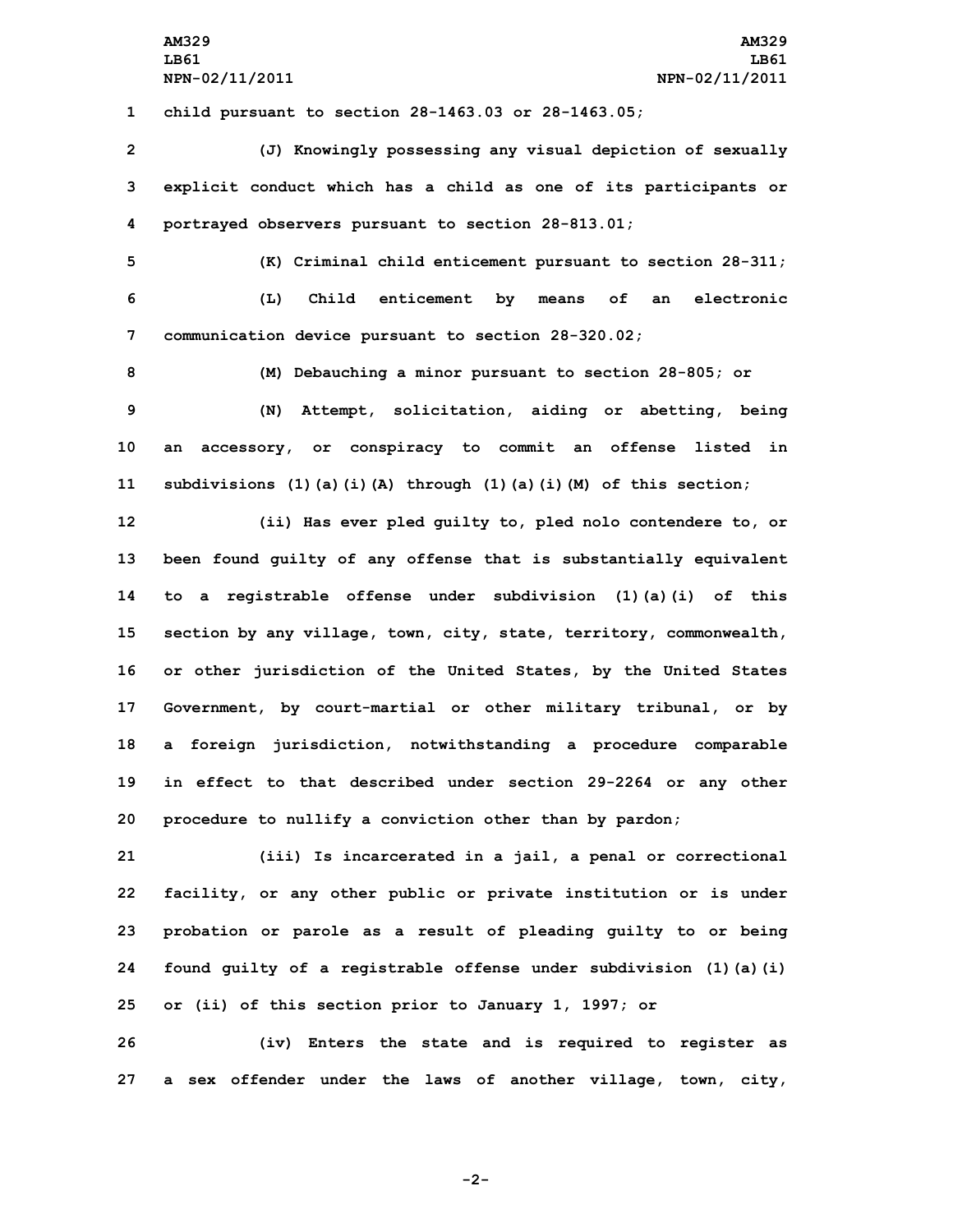child pursuant to section 28-1463.03 or 28-1463.05;

(J) Knowingly possessing any visual depiction of sexually explicit conduct which has a child as one of its participants or portrayed observers pursuant to section 28-813.01;

(K) Criminal child enticement pursuant to section 28-311;

(L) Child enticement by means of an electronic communication device pursuant to section 28-320.02;

(M) Debauching a minor pursuant to section 28-805; or

(N) Attempt, solicitation, aiding or abetting, being an accessory, or conspiracy to commit an offense listed in subdivisions (1)(a)(i)(A) through (1)(a)(i)(M) of this section;

(ii) Has ever pled guilty to, pled nolo contendere to, or been found guilty of any offense that is substantially equivalent to a registrable offense under subdivision (1)(a)(i) of this section by any village, town, city, state, territory, commonwealth, or other jurisdiction of the United States, by the United States Government, by court-martial or other military tribunal, or by a foreign jurisdiction, notwithstanding a procedure comparable in effect to that described under section 29-2264 or any other procedure to nullify a conviction other than by pardon;

(iii) Is incarcerated in a jail, a penal or correctional facility, or any other public or private institution or is under probation or parole as a result of pleading guilty to or being found guilty of a registrable offense under subdivision (1)(a)(i) or (ii) of this section prior to January 1, 1997; or

(iv) Enters the state and is required to register as a sex offender under the laws of another village, town, city,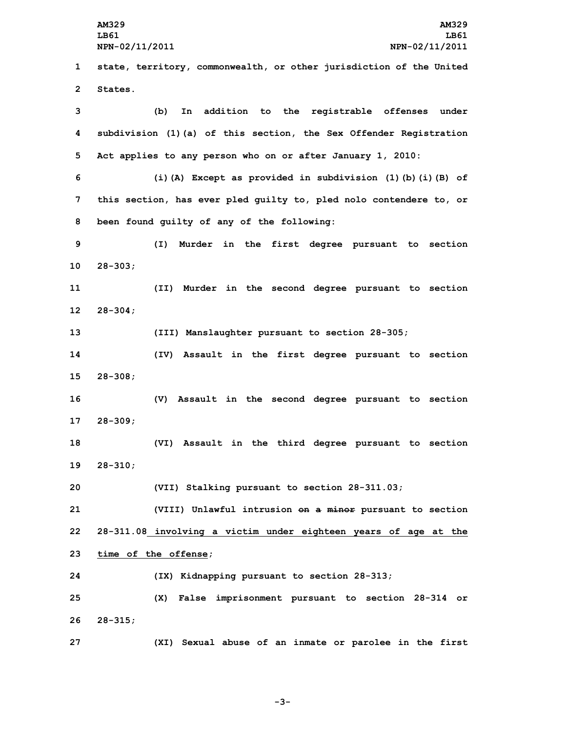state, territory, commonwealth, or other jurisdiction of the United States.

(b) In addition to the registrable offenses under subdivision (1)(a) of this section, the Sex Offender Registration Act applies to any person who on or after January 1, 2010:

(i)(A) Except as provided in subdivision (1)(b)(i)(B) of this section, has ever pled guilty to, pled nolo contendere to, or been found guilty of any of the following:

(I) Murder in the first degree pursuant to section 28-303;

(II) Murder in the second degree pursuant to section 28-304;

(III) Manslaughter pursuant to section 28-305;

(IV) Assault in the first degree pursuant to section 28-308;

(V) Assault in the second degree pursuant to section 28-309;

(VI) Assault in the third degree pursuant to section 28-310;

(VII) Stalking pursuant to section 28-311.03;

(VIII) Unlawful intrusion ~~on a minor~~ pursuant to section 28-311.08 <u>involving a victim under eighteen years of age at the time of the offense</u>;

(IX) Kidnapping pursuant to section 28-313;

(X) False imprisonment pursuant to section 28-314 or 28-315;

(XI) Sexual abuse of an inmate or parolee in the first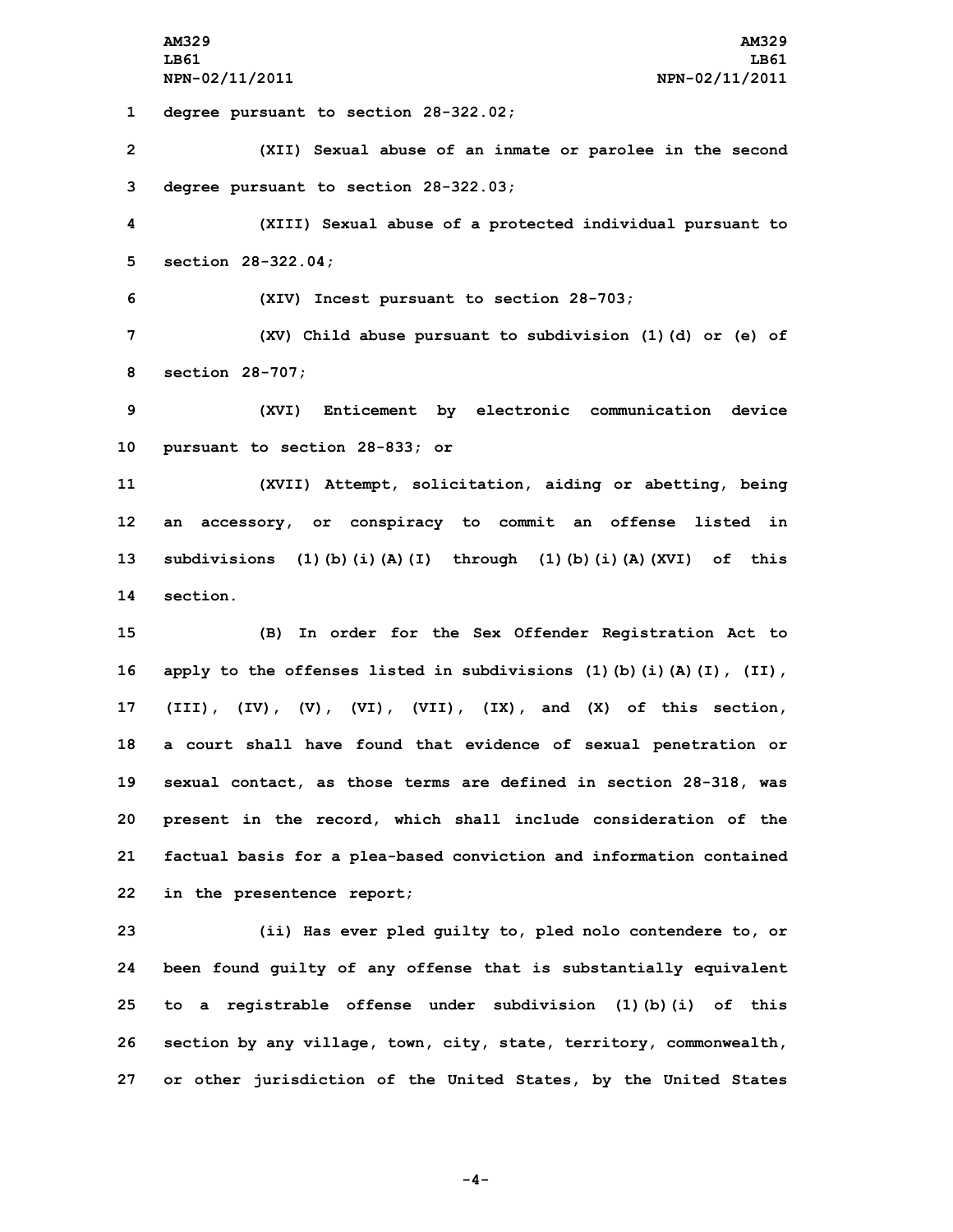degree pursuant to section 28-322.02;

(XII) Sexual abuse of an inmate or parolee in the second degree pursuant to section 28-322.03;

(XIII) Sexual abuse of a protected individual pursuant to section 28-322.04;

(XIV) Incest pursuant to section 28-703;

(XV) Child abuse pursuant to subdivision (1)(d) or (e) of section 28-707;

(XVI) Enticement by electronic communication device pursuant to section 28-833; or

(XVII) Attempt, solicitation, aiding or abetting, being an accessory, or conspiracy to commit an offense listed in subdivisions (1)(b)(i)(A)(I) through (1)(b)(i)(A)(XVI) of this section.

(B) In order for the Sex Offender Registration Act to apply to the offenses listed in subdivisions (1)(b)(i)(A)(I), (II), (III), (IV), (V), (VI), (VII), (IX), and (X) of this section, a court shall have found that evidence of sexual penetration or sexual contact, as those terms are defined in section 28-318, was present in the record, which shall include consideration of the factual basis for a plea-based conviction and information contained in the presentence report;

(ii) Has ever pled guilty to, pled nolo contendere to, or been found guilty of any offense that is substantially equivalent to a registrable offense under subdivision (1)(b)(i) of this section by any village, town, city, state, territory, commonwealth, or other jurisdiction of the United States, by the United States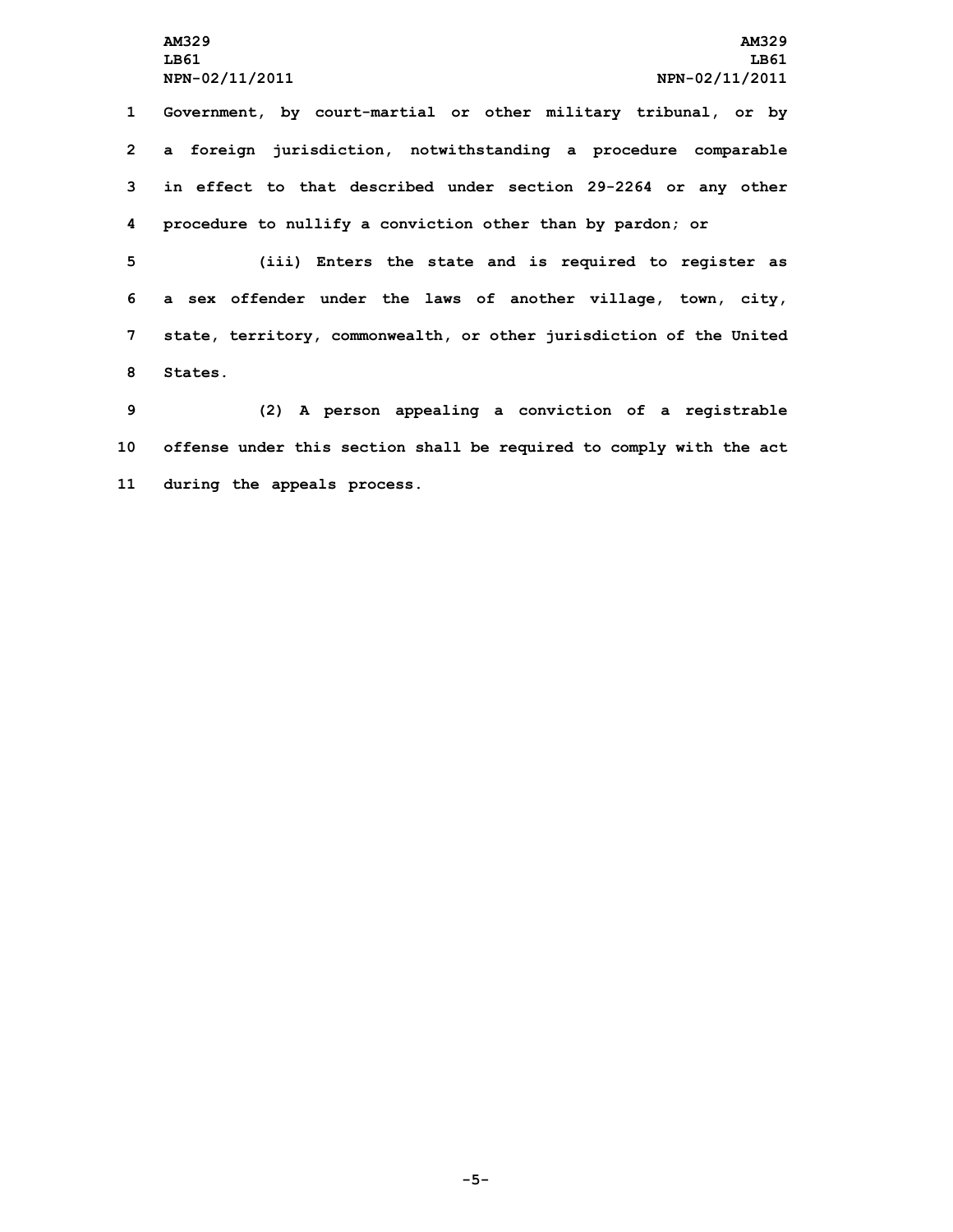Government, by court-martial or other military tribunal, or by a foreign jurisdiction, notwithstanding a procedure comparable in effect to that described under section 29-2264 or any other procedure to nullify a conviction other than by pardon; or

(iii) Enters the state and is required to register as a sex offender under the laws of another village, town, city, state, territory, commonwealth, or other jurisdiction of the United States.

(2) A person appealing a conviction of a registrable offense under this section shall be required to comply with the act during the appeals process.